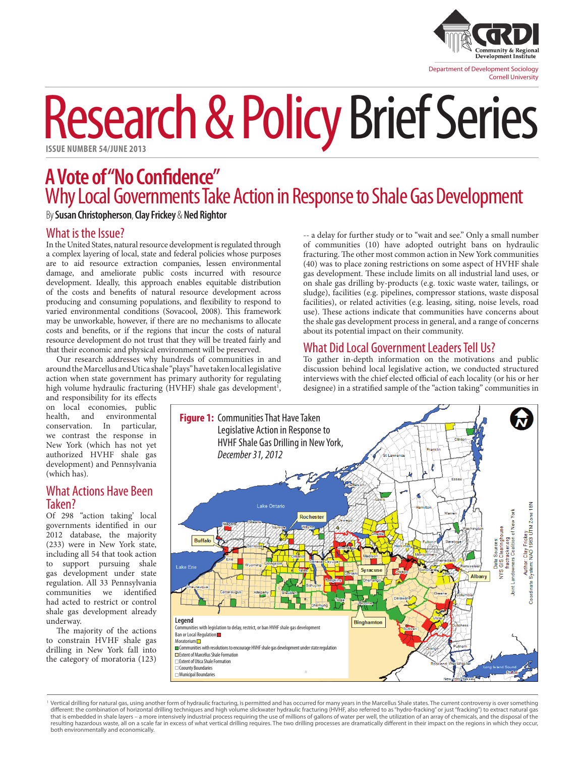Community & Regional Development Institute

Department of Development Sociology
Cornell University

# Research & Policy Brief Series

ISSUE NUMBER 54/JUNE 2013

# A Vote of "No Confidence"
## Why Local Governments Take Action in Response to Shale Gas Development

By **Susan Christopherson**, **Clay Frickey** & **Ned Rightor**

## What is the Issue?

In the United States, natural resource development is regulated through a complex layering of local, state and federal policies whose purposes are to aid resource extraction companies, lessen environmental damage, and ameliorate public costs incurred with resource development. Ideally, this approach enables equitable distribution of the costs and benefits of natural resource development across producing and consuming populations, and flexibility to respond to varied environmental conditions (Sovacool, 2008). This framework may be unworkable, however, if there are no mechanisms to allocate costs and benefits, or if the regions that incur the costs of natural resource development do not trust that they will be treated fairly and that their economic and physical environment will be preserved.

Our research addresses why hundreds of communities in and around the Marcellus and Utica shale "plays" have taken local legislative action when state government has primary authority for regulating high volume hydraulic fracturing (HVHF) shale gas development[1], and responsibility for its effects on local economies, public health, and environmental conservation. In particular, we contrast the response in New York (which has not yet authorized HVHF shale gas development) and Pennsylvania (which has).

## What Actions Have Been Taken?

Of 298 "action taking' local governments identified in our 2012 database, the majority (233) were in New York state, including all 54 that took action to support pursuing shale gas development under state regulation. All 33 Pennsylvania communities we identified had acted to restrict or control shale gas development already underway.

The majority of the actions to constrain HVHF shale gas drilling in New York fall into the category of moratoria (123) -- a delay for further study or to "wait and see." Only a small number of communities (10) have adopted outright bans on hydraulic fracturing. The other most common action in New York communities (40) was to place zoning restrictions on some aspect of HVHF shale gas development. These include limits on all industrial land uses, or on shale gas drilling by-products (e.g. toxic waste water, tailings, or sludge), facilities (e.g. pipelines, compressor stations, waste disposal facilities), or related activities (e.g. leasing, siting, noise levels, road use). These actions indicate that communities have concerns about the shale gas development process in general, and a range of concerns about its potential impact on their community.

## What Did Local Government Leaders Tell Us?

To gather in-depth information on the motivations and public discussion behind local legislative action, we conducted structured interviews with the chief elected official of each locality (or his or her designee) in a stratified sample of the "action taking" communities in

**Figure 1:** Communities That Have Taken Legislative Action in Response to HVHF Shale Gas Drilling in New York, *December 31, 2012*

Legend
Communities with legislation to delay, restrict, or ban HVHF shale gas development
Ban or Local Regulation
Moratorium
Communities with resolutions to encourage HVHF shale gas development under state regulation
Extent of Marcellus Shale Formation
Extent of Utica Shale Formation
County Boundaries
Municipal Boundaries

Data Sources: NYS GIS Clearinghouse, fractracker.org, Joint Landowners Coalition of New York
Author: Clay Frickey
Coordinate System: NAD 1983 UTM Zone 18N

[1] Vertical drilling for natural gas, using another form of hydraulic fracturing, is permitted and has occurred for many years in the Marcellus Shale states. The current controversy is over something different: the combination of horizontal drilling techniques and high volume slickwater hydraulic fracturing (HVHF, also referred to as "hydro-fracking" or just "fracking") to extract natural gas that is embedded in shale layers – a more intensively industrial process requiring the use of millions of gallons of water per well, the utilization of an array of chemicals, and the disposal of the resulting hazardous waste, all on a scale far in excess of what vertical drilling requires. The two drilling processes are dramatically different in their impact on the regions in which they occur, both environmentally and economically.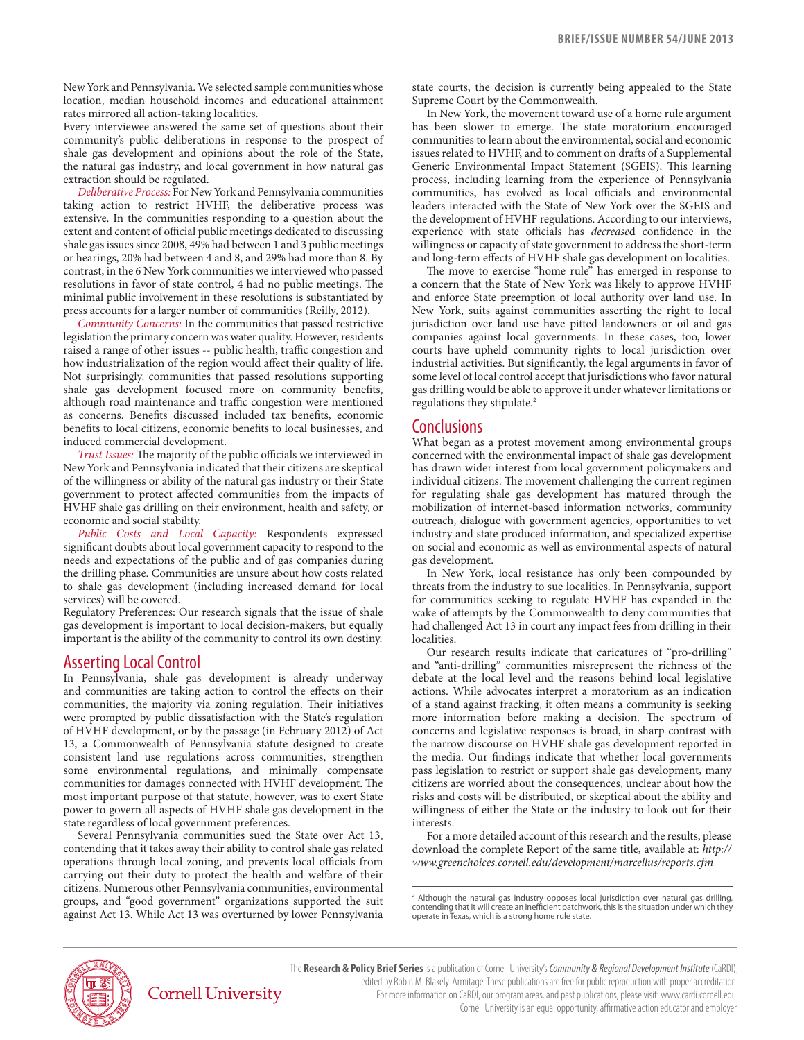New York and Pennsylvania. We selected sample communities whose location, median household incomes and educational attainment rates mirrored all action-taking localities.

Every interviewee answered the same set of questions about their community's public deliberations in response to the prospect of shale gas development and opinions about the role of the State, the natural gas industry, and local government in how natural gas extraction should be regulated.

*Deliberative Process:* For New York and Pennsylvania communities taking action to restrict HVHF, the deliberative process was extensive. In the communities responding to a question about the extent and content of official public meetings dedicated to discussing shale gas issues since 2008, 49% had between 1 and 3 public meetings or hearings, 20% had between 4 and 8, and 29% had more than 8. By contrast, in the 6 New York communities we interviewed who passed resolutions in favor of state control, 4 had no public meetings. The minimal public involvement in these resolutions is substantiated by press accounts for a larger number of communities (Reilly, 2012).

*Community Concerns:* In the communities that passed restrictive legislation the primary concern was water quality. However, residents raised a range of other issues -- public health, traffic congestion and how industrialization of the region would affect their quality of life. Not surprisingly, communities that passed resolutions supporting shale gas development focused more on community benefits, although road maintenance and traffic congestion were mentioned as concerns. Benefits discussed included tax benefits, economic benefits to local citizens, economic benefits to local businesses, and induced commercial development.

*Trust Issues:* The majority of the public officials we interviewed in New York and Pennsylvania indicated that their citizens are skeptical of the willingness or ability of the natural gas industry or their State government to protect affected communities from the impacts of HVHF shale gas drilling on their environment, health and safety, or economic and social stability.

*Public Costs and Local Capacity:* Respondents expressed significant doubts about local government capacity to respond to the needs and expectations of the public and of gas companies during the drilling phase. Communities are unsure about how costs related to shale gas development (including increased demand for local services) will be covered.

Regulatory Preferences: Our research signals that the issue of shale gas development is important to local decision-makers, but equally important is the ability of the community to control its own destiny.

## Asserting Local Control

In Pennsylvania, shale gas development is already underway and communities are taking action to control the effects on their communities, the majority via zoning regulation. Their initiatives were prompted by public dissatisfaction with the State's regulation of HVHF development, or by the passage (in February 2012) of Act 13, a Commonwealth of Pennsylvania statute designed to create consistent land use regulations across communities, strengthen some environmental regulations, and minimally compensate communities for damages connected with HVHF development. The most important purpose of that statute, however, was to exert State power to govern all aspects of HVHF shale gas development in the state regardless of local government preferences.

Several Pennsylvania communities sued the State over Act 13, contending that it takes away their ability to control shale gas related operations through local zoning, and prevents local officials from carrying out their duty to protect the health and welfare of their citizens. Numerous other Pennsylvania communities, environmental groups, and "good government" organizations supported the suit against Act 13. While Act 13 was overturned by lower Pennsylvania state courts, the decision is currently being appealed to the State Supreme Court by the Commonwealth.

In New York, the movement toward use of a home rule argument has been slower to emerge. The state moratorium encouraged communities to learn about the environmental, social and economic issues related to HVHF, and to comment on drafts of a Supplemental Generic Environmental Impact Statement (SGEIS). This learning process, including learning from the experience of Pennsylvania communities, has evolved as local officials and environmental leaders interacted with the State of New York over the SGEIS and the development of HVHF regulations. According to our interviews, experience with state officials has *decrease*d confidence in the willingness or capacity of state government to address the short-term and long-term effects of HVHF shale gas development on localities.

The move to exercise "home rule" has emerged in response to a concern that the State of New York was likely to approve HVHF and enforce State preemption of local authority over land use. In New York, suits against communities asserting the right to local jurisdiction over land use have pitted landowners or oil and gas companies against local governments. In these cases, too, lower courts have upheld community rights to local jurisdiction over industrial activities. But significantly, the legal arguments in favor of some level of local control accept that jurisdictions who favor natural gas drilling would be able to approve it under whatever limitations or regulations they stipulate.[2]

## Conclusions

What began as a protest movement among environmental groups concerned with the environmental impact of shale gas development has drawn wider interest from local government policymakers and individual citizens. The movement challenging the current regimen for regulating shale gas development has matured through the mobilization of internet-based information networks, community outreach, dialogue with government agencies, opportunities to vet industry and state produced information, and specialized expertise on social and economic as well as environmental aspects of natural gas development.

In New York, local resistance has only been compounded by threats from the industry to sue localities. In Pennsylvania, support for communities seeking to regulate HVHF has expanded in the wake of attempts by the Commonwealth to deny communities that had challenged Act 13 in court any impact fees from drilling in their localities.

Our research results indicate that caricatures of "pro-drilling" and "anti-drilling" communities misrepresent the richness of the debate at the local level and the reasons behind local legislative actions. While advocates interpret a moratorium as an indication of a stand against fracking, it often means a community is seeking more information before making a decision. The spectrum of concerns and legislative responses is broad, in sharp contrast with the narrow discourse on HVHF shale gas development reported in the media. Our findings indicate that whether local governments pass legislation to restrict or support shale gas development, many citizens are worried about the consequences, unclear about how the risks and costs will be distributed, or skeptical about the ability and willingness of either the State or the industry to look out for their interests.

For a more detailed account of this research and the results, please download the complete Report of the same title, available at: *http://www.greenchoices.cornell.edu/development/marcellus/reports.cfm*

[2] Although the natural gas industry opposes local jurisdiction over natural gas drilling, contending that it will create an inefficient patchwork, this is the situation under which they operate in Texas, which is a strong home rule state.

The **Research & Policy Brief Series** is a publication of Cornell University's *Community & Regional Development Institute* (CaRDI), edited by Robin M. Blakely-Armitage. These publications are free for public reproduction with proper accreditation. For more information on CaRDI, our program areas, and past publications, please visit: www.cardi.cornell.edu. Cornell University is an equal opportunity, affirmative action educator and employer.